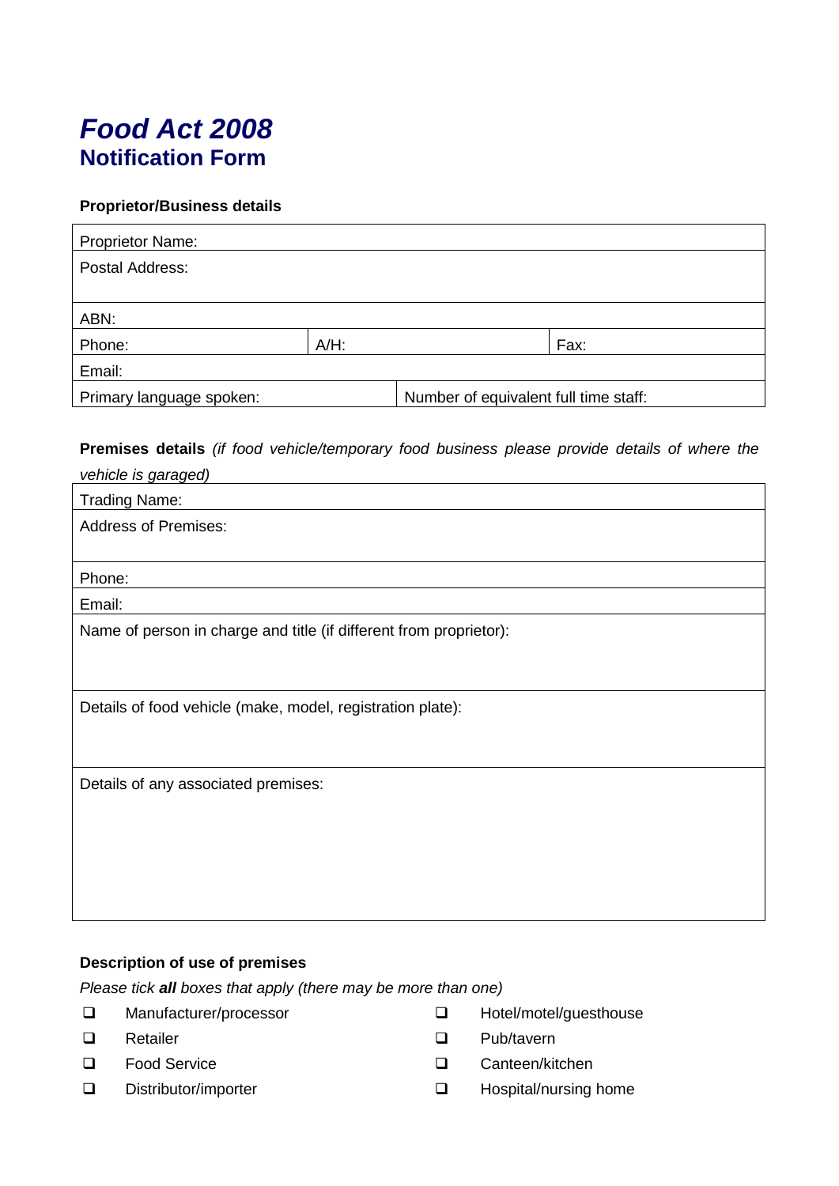# *Food Act 2008*
## Notification Form

**Proprietor/Business details**

| Proprietor Name: | | | |
|---|---|---|---|
| Postal Address: | | | |
| ABN: | | | |
| Phone: | A/H: | | Fax: |
| Email: | | | |
| Primary language spoken: | | Number of equivalent full time staff: | |

**Premises details** *(if food vehicle/temporary food business please provide details of where the vehicle is garaged)*

| Trading Name: |
|---|
| Address of Premises: |
| Phone: |
| Email: |
| Name of person in charge and title (if different from proprietor): |
| Details of food vehicle (make, model, registration plate): |
| Details of any associated premises: |

**Description of use of premises**

*Please tick **all** boxes that apply (there may be more than one)*

- ☐ Manufacturer/processor
- ☐ Retailer
- ☐ Food Service
- ☐ Distributor/importer
- ☐ Hotel/motel/guesthouse
- ☐ Pub/tavern
- ☐ Canteen/kitchen
- ☐ Hospital/nursing home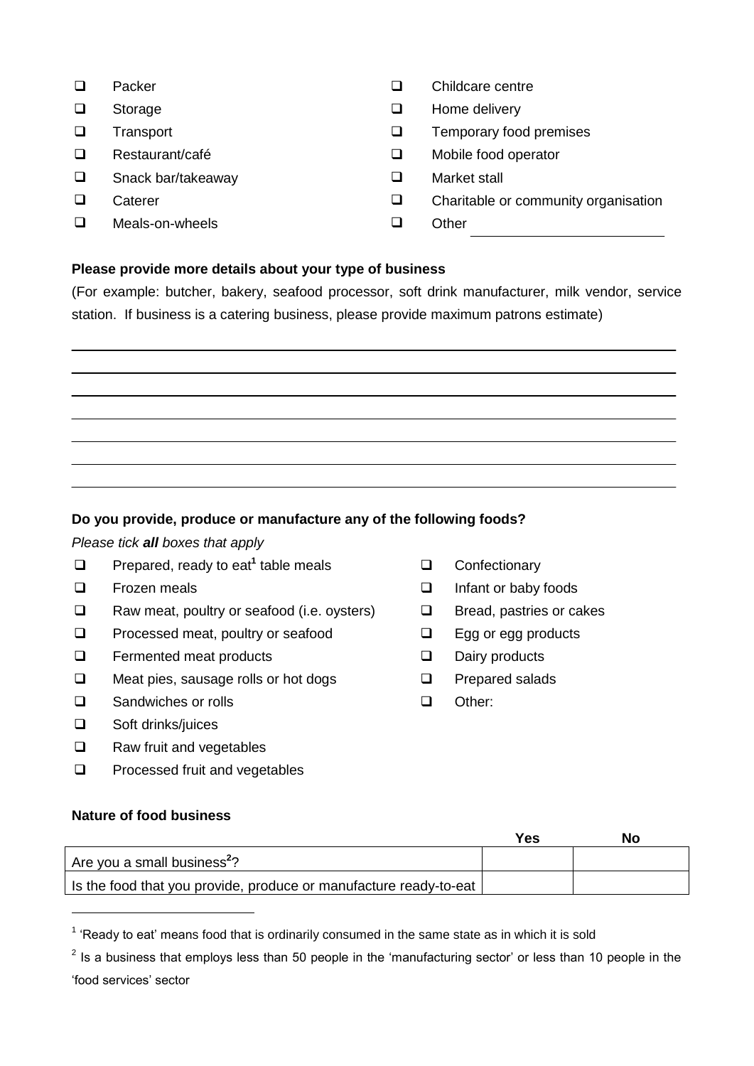- ☐ Packer
- ☐ Storage
- ☐ Transport
- ☐ Restaurant/café
- ☐ Snack bar/takeaway
- ☐ Caterer
- ☐ Meals-on-wheels
- ☐ Childcare centre
- ☐ Home delivery
- ☐ Temporary food premises
- ☐ Mobile food operator
- ☐ Market stall
- ☐ Charitable or community organisation
- ☐ Other \_\_\_\_\_\_\_\_\_\_\_\_\_\_\_\_\_\_\_\_

**Please provide more details about your type of business**

(For example: butcher, bakery, seafood processor, soft drink manufacturer, milk vendor, service station. If business is a catering business, please provide maximum patrons estimate)

\_\_\_\_\_\_\_\_\_\_\_\_\_\_\_\_\_\_\_\_\_\_\_\_\_\_\_\_\_\_\_\_\_\_\_\_\_\_\_\_\_\_\_\_\_\_\_\_\_\_\_\_\_\_\_\_\_\_\_\_

\_\_\_\_\_\_\_\_\_\_\_\_\_\_\_\_\_\_\_\_\_\_\_\_\_\_\_\_\_\_\_\_\_\_\_\_\_\_\_\_\_\_\_\_\_\_\_\_\_\_\_\_\_\_\_\_\_\_\_\_

\_\_\_\_\_\_\_\_\_\_\_\_\_\_\_\_\_\_\_\_\_\_\_\_\_\_\_\_\_\_\_\_\_\_\_\_\_\_\_\_\_\_\_\_\_\_\_\_\_\_\_\_\_\_\_\_\_\_\_\_

\_\_\_\_\_\_\_\_\_\_\_\_\_\_\_\_\_\_\_\_\_\_\_\_\_\_\_\_\_\_\_\_\_\_\_\_\_\_\_\_\_\_\_\_\_\_\_\_\_\_\_\_\_\_\_\_\_\_\_\_

\_\_\_\_\_\_\_\_\_\_\_\_\_\_\_\_\_\_\_\_\_\_\_\_\_\_\_\_\_\_\_\_\_\_\_\_\_\_\_\_\_\_\_\_\_\_\_\_\_\_\_\_\_\_\_\_\_\_\_\_

\_\_\_\_\_\_\_\_\_\_\_\_\_\_\_\_\_\_\_\_\_\_\_\_\_\_\_\_\_\_\_\_\_\_\_\_\_\_\_\_\_\_\_\_\_\_\_\_\_\_\_\_\_\_\_\_\_\_\_\_

\_\_\_\_\_\_\_\_\_\_\_\_\_\_\_\_\_\_\_\_\_\_\_\_\_\_\_\_\_\_\_\_\_\_\_\_\_\_\_\_\_\_\_\_\_\_\_\_\_\_\_\_\_\_\_\_\_\_\_\_

**Do you provide, produce or manufacture any of the following foods?**

*Please tick **all** boxes that apply*

- ☐ Prepared, ready to eat[1] table meals
- ☐ Frozen meals
- ☐ Raw meat, poultry or seafood (i.e. oysters)
- ☐ Processed meat, poultry or seafood
- ☐ Fermented meat products
- ☐ Meat pies, sausage rolls or hot dogs
- ☐ Sandwiches or rolls
- ☐ Soft drinks/juices
- ☐ Raw fruit and vegetables
- ☐ Processed fruit and vegetables
- ☐ Confectionary
- ☐ Infant or baby foods
- ☐ Bread, pastries or cakes
- ☐ Egg or egg products
- ☐ Dairy products
- ☐ Prepared salads
- ☐ Other:

**Nature of food business**

| | Yes | No |
|---|---|---|
| Are you a small business[2]? | | |
| Is the food that you provide, produce or manufacture ready-to-eat | | |

[1] 'Ready to eat' means food that is ordinarily consumed in the same state as in which it is sold

[2] Is a business that employs less than 50 people in the 'manufacturing sector' or less than 10 people in the 'food services' sector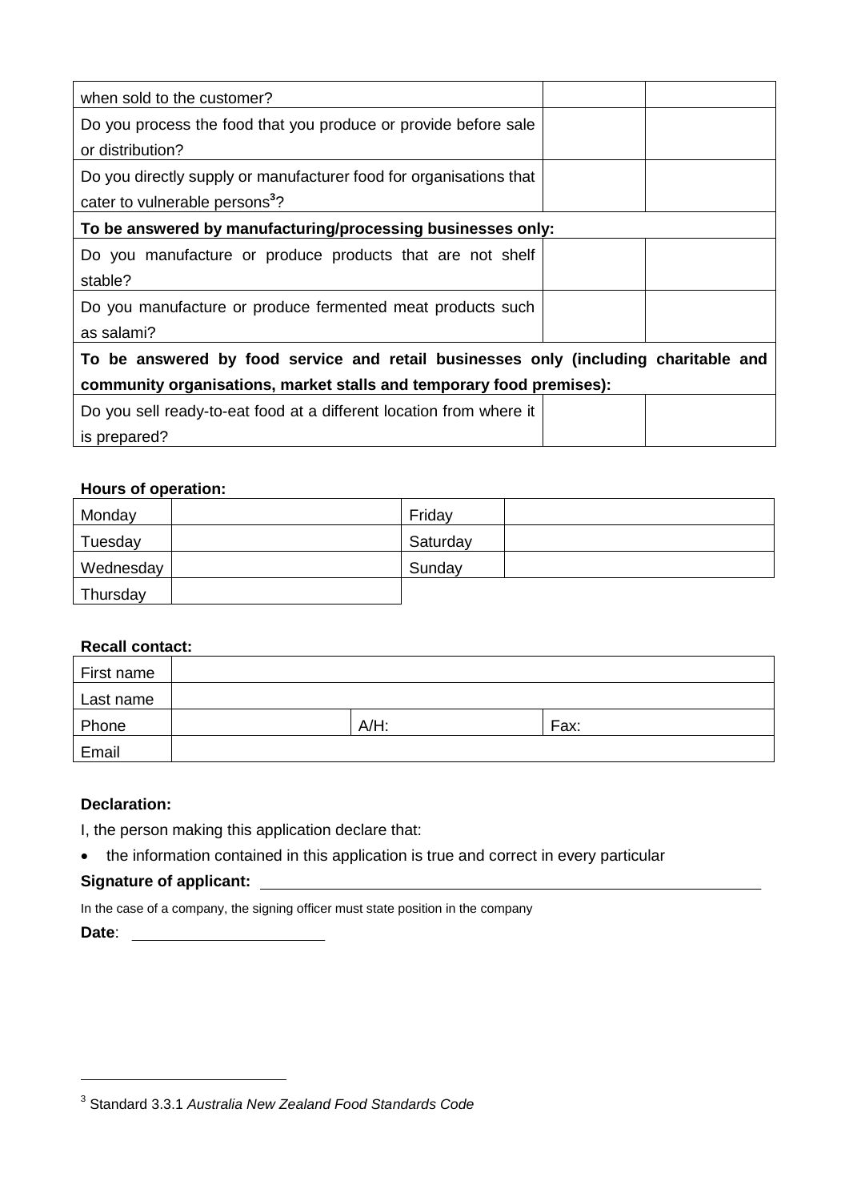| | | |
|---|---|---|
| when sold to the customer? | | |
| Do you process the food that you produce or provide before sale or distribution? | | |
| Do you directly supply or manufacturer food for organisations that cater to vulnerable persons[3]? | | |
| **To be answered by manufacturing/processing businesses only:** | | |
| Do you manufacture or produce products that are not shelf stable? | | |
| Do you manufacture or produce fermented meat products such as salami? | | |
| **To be answered by food service and retail businesses only (including charitable and community organisations, market stalls and temporary food premises):** | | |
| Do you sell ready-to-eat food at a different location from where it is prepared? | | |

**Hours of operation:**

| | | | |
|---|---|---|---|
| Monday | | Friday | |
| Tuesday | | Saturday | |
| Wednesday | | Sunday | |
| Thursday | | | |

**Recall contact:**

| | | | |
|---|---|---|---|
| First name | | | |
| Last name | | | |
| Phone | | A/H: | Fax: |
| Email | | | |

**Declaration:**

I, the person making this application declare that:

- the information contained in this application is true and correct in every particular

**Signature of applicant:** ______________________________

In the case of a company, the signing officer must state position in the company

**Date**: ______________

[3] Standard 3.3.1 *Australia New Zealand Food Standards Code*